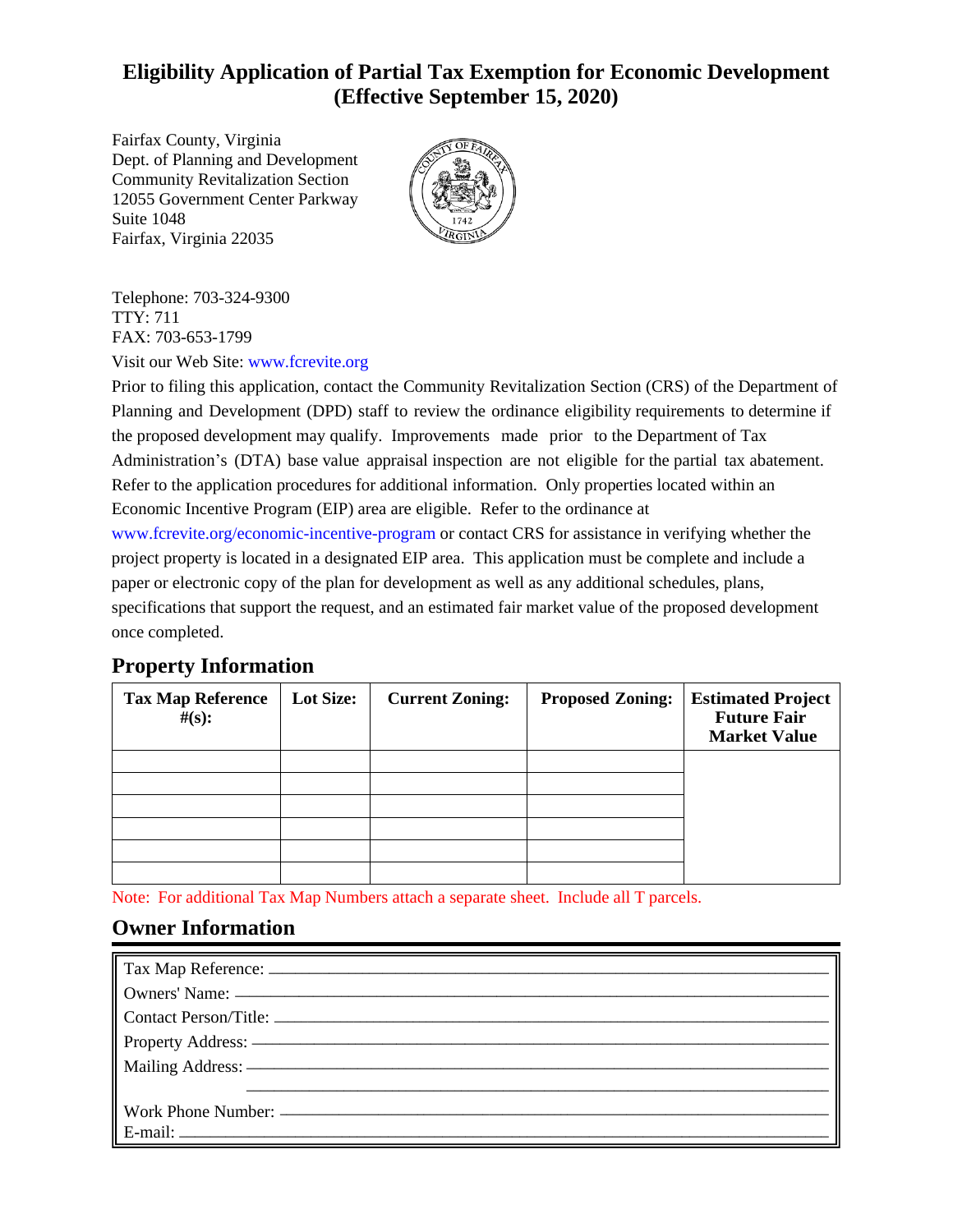# Eligibility Application of Partial Tax Exemption for Economic Development (Effective September 15, 2020)

Fairfax County, Virginia
Dept. of Planning and Development
Community Revitalization Section
12055 Government Center Parkway
Suite 1048
Fairfax, Virginia 22035

Telephone: 703-324-9300
TTY: 711
FAX: 703-653-1799

Visit our Web Site: www.fcrevite.org

Prior to filing this application, contact the Community Revitalization Section (CRS) of the Department of Planning and Development (DPD) staff to review the ordinance eligibility requirements to determine if the proposed development may qualify. Improvements made prior to the Department of Tax Administration's (DTA) base value appraisal inspection are not eligible for the partial tax abatement. Refer to the application procedures for additional information. Only properties located within an Economic Incentive Program (EIP) area are eligible. Refer to the ordinance at www.fcrevite.org/economic-incentive-program or contact CRS for assistance in verifying whether the project property is located in a designated EIP area. This application must be complete and include a paper or electronic copy of the plan for development as well as any additional schedules, plans, specifications that support the request, and an estimated fair market value of the proposed development once completed.

## Property Information

| Tax Map Reference #(s): | Lot Size: | Current Zoning: | Proposed Zoning: | Estimated Project Future Fair Market Value |
|---|---|---|---|---|
| | | | | |
| | | | | |
| | | | | |
| | | | | |
| | | | | |
| | | | | |

Note: For additional Tax Map Numbers attach a separate sheet. Include all T parcels.

## Owner Information

Tax Map Reference: \_\_\_\_\_\_\_\_\_\_\_\_\_\_\_\_\_\_\_\_\_\_\_\_\_\_\_\_\_\_\_\_

Owners' Name: \_\_\_\_\_\_\_\_\_\_\_\_\_\_\_\_\_\_\_\_\_\_\_\_\_\_\_\_\_\_\_\_

Contact Person/Title: \_\_\_\_\_\_\_\_\_\_\_\_\_\_\_\_\_\_\_\_\_\_\_\_\_\_\_\_\_\_\_\_

Property Address: \_\_\_\_\_\_\_\_\_\_\_\_\_\_\_\_\_\_\_\_\_\_\_\_\_\_\_\_\_\_\_\_

Mailing Address: \_\_\_\_\_\_\_\_\_\_\_\_\_\_\_\_\_\_\_\_\_\_\_\_\_\_\_\_\_\_\_\_

\_\_\_\_\_\_\_\_\_\_\_\_\_\_\_\_\_\_\_\_\_\_\_\_\_\_\_\_\_\_\_\_

Work Phone Number: \_\_\_\_\_\_\_\_\_\_\_\_\_\_\_\_\_\_\_\_\_\_\_\_\_\_\_\_\_\_\_\_

E-mail: \_\_\_\_\_\_\_\_\_\_\_\_\_\_\_\_\_\_\_\_\_\_\_\_\_\_\_\_\_\_\_\_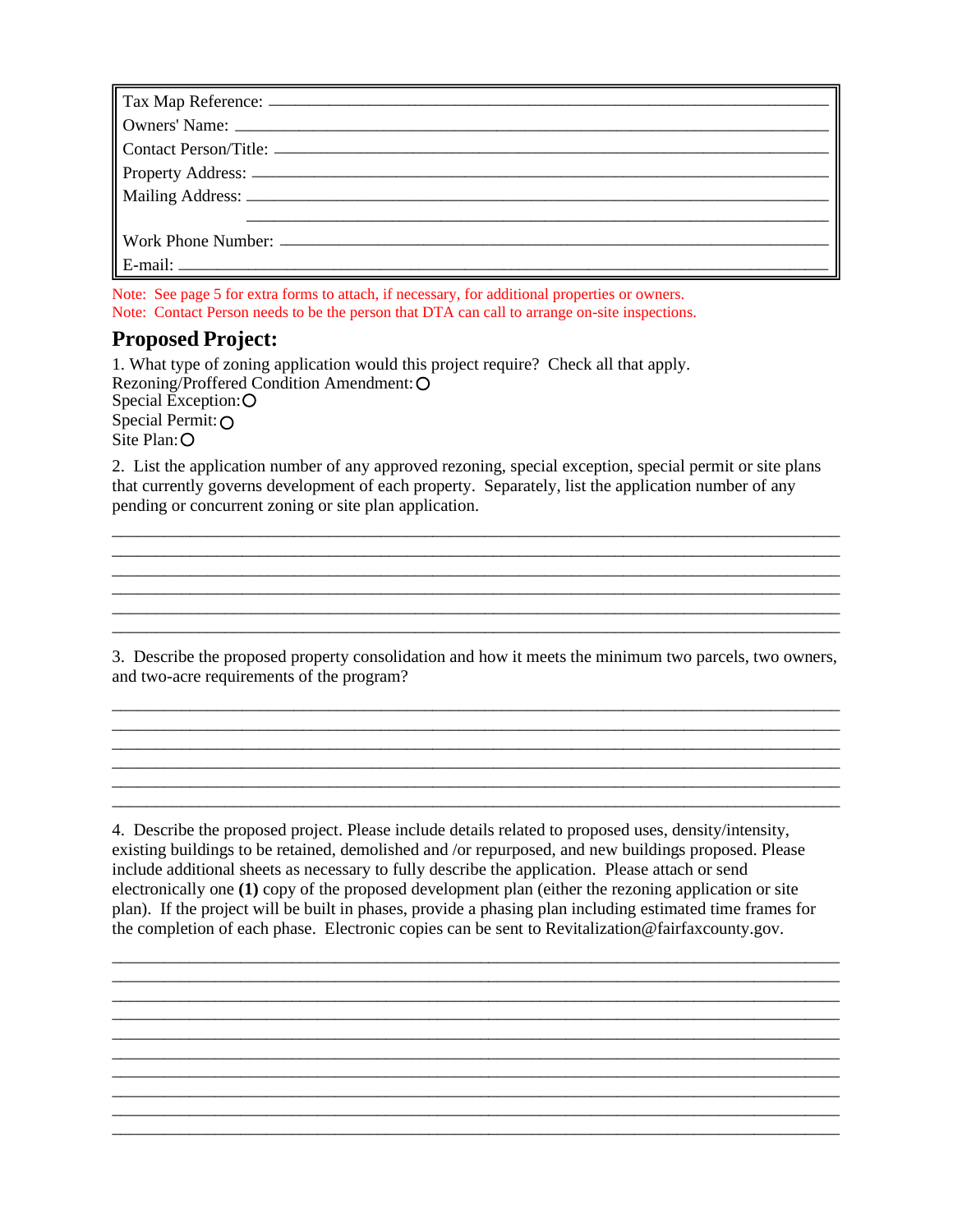| |
|---|
| Tax Map Reference: ______________________________________________ |
| Owners' Name: ______________________________________________ |
| Contact Person/Title: ______________________________________________ |
| Property Address: ______________________________________________ |
| Mailing Address: ______________________________________________ |
| ______________________________________________ |
| Work Phone Number: ______________________________________________ |
| E-mail: ______________________________________________ |

Note: See page 5 for extra forms to attach, if necessary, for additional properties or owners.
Note: Contact Person needs to be the person that DTA can call to arrange on-site inspections.

## Proposed Project:

1. What type of zoning application would this project require? Check all that apply.

Rezoning/Proffered Condition Amendment: ○
Special Exception: ○
Special Permit: ○
Site Plan: ○

2. List the application number of any approved rezoning, special exception, special permit or site plans that currently governs development of each property. Separately, list the application number of any pending or concurrent zoning or site plan application.

______________________________________________________________________________
______________________________________________________________________________
______________________________________________________________________________
______________________________________________________________________________
______________________________________________________________________________
______________________________________________________________________________

3. Describe the proposed property consolidation and how it meets the minimum two parcels, two owners, and two-acre requirements of the program?

______________________________________________________________________________
______________________________________________________________________________
______________________________________________________________________________
______________________________________________________________________________
______________________________________________________________________________
______________________________________________________________________________

4. Describe the proposed project. Please include details related to proposed uses, density/intensity, existing buildings to be retained, demolished and /or repurposed, and new buildings proposed. Please include additional sheets as necessary to fully describe the application. Please attach or send electronically one **(1)** copy of the proposed development plan (either the rezoning application or site plan). If the project will be built in phases, provide a phasing plan including estimated time frames for the completion of each phase. Electronic copies can be sent to Revitalization@fairfaxcounty.gov.

______________________________________________________________________________
______________________________________________________________________________
______________________________________________________________________________
______________________________________________________________________________
______________________________________________________________________________
______________________________________________________________________________
______________________________________________________________________________
______________________________________________________________________________
______________________________________________________________________________
______________________________________________________________________________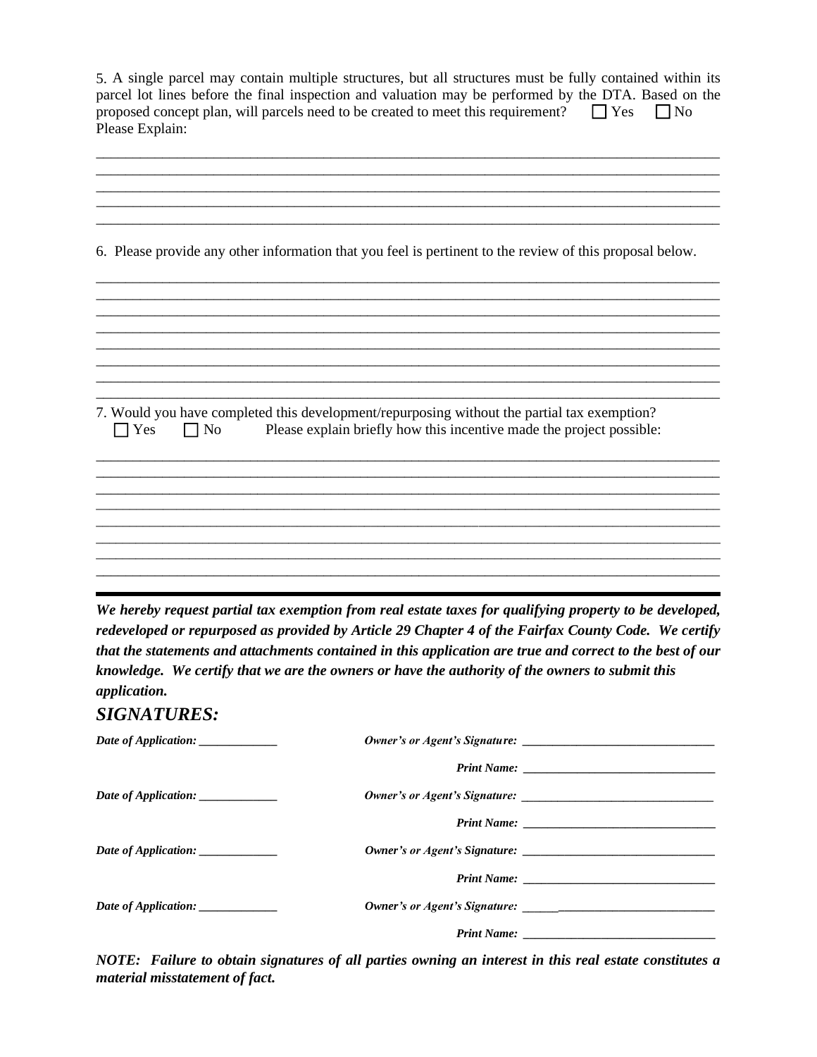5. A single parcel may contain multiple structures, but all structures must be fully contained within its parcel lot lines before the final inspection and valuation may be performed by the DTA. Based on the proposed concept plan, will parcels need to be created to meet this requirement? ☐ Yes ☐ No
Please Explain:

_______________________________________________________________________________
_______________________________________________________________________________
_______________________________________________________________________________
_______________________________________________________________________________
_______________________________________________________________________________

6. Please provide any other information that you feel is pertinent to the review of this proposal below.

_______________________________________________________________________________
_______________________________________________________________________________
_______________________________________________________________________________
_______________________________________________________________________________
_______________________________________________________________________________
_______________________________________________________________________________
_______________________________________________________________________________
_______________________________________________________________________________

7. Would you have completed this development/repurposing without the partial tax exemption?
☐ Yes ☐ No Please explain briefly how this incentive made the project possible:

_______________________________________________________________________________
_______________________________________________________________________________
_______________________________________________________________________________
_______________________________________________________________________________
_______________________________________________________________________________
_______________________________________________________________________________
_______________________________________________________________________________
_______________________________________________________________________________

---

***We hereby request partial tax exemption from real estate taxes for qualifying property to be developed, redeveloped or repurposed as provided by Article 29 Chapter 4 of the Fairfax County Code. We certify that the statements and attachments contained in this application are true and correct to the best of our knowledge. We certify that we are the owners or have the authority of the owners to submit this application.***

## *SIGNATURES:*

***Date of Application:*** ____________ ***Owner's or Agent's Signature:*** ______________________________

***Print Name:*** ______________________________

***Date of Application:*** ____________ ***Owner's or Agent's Signature:*** ______________________________

***Print Name:*** ______________________________

***Date of Application:*** ____________ ***Owner's or Agent's Signature:*** ______________________________

***Print Name:*** ______________________________

***Date of Application:*** ____________ ***Owner's or Agent's Signature:*** ______________________________

***Print Name:*** ______________________________

***NOTE: Failure to obtain signatures of all parties owning an interest in this real estate constitutes a material misstatement of fact.***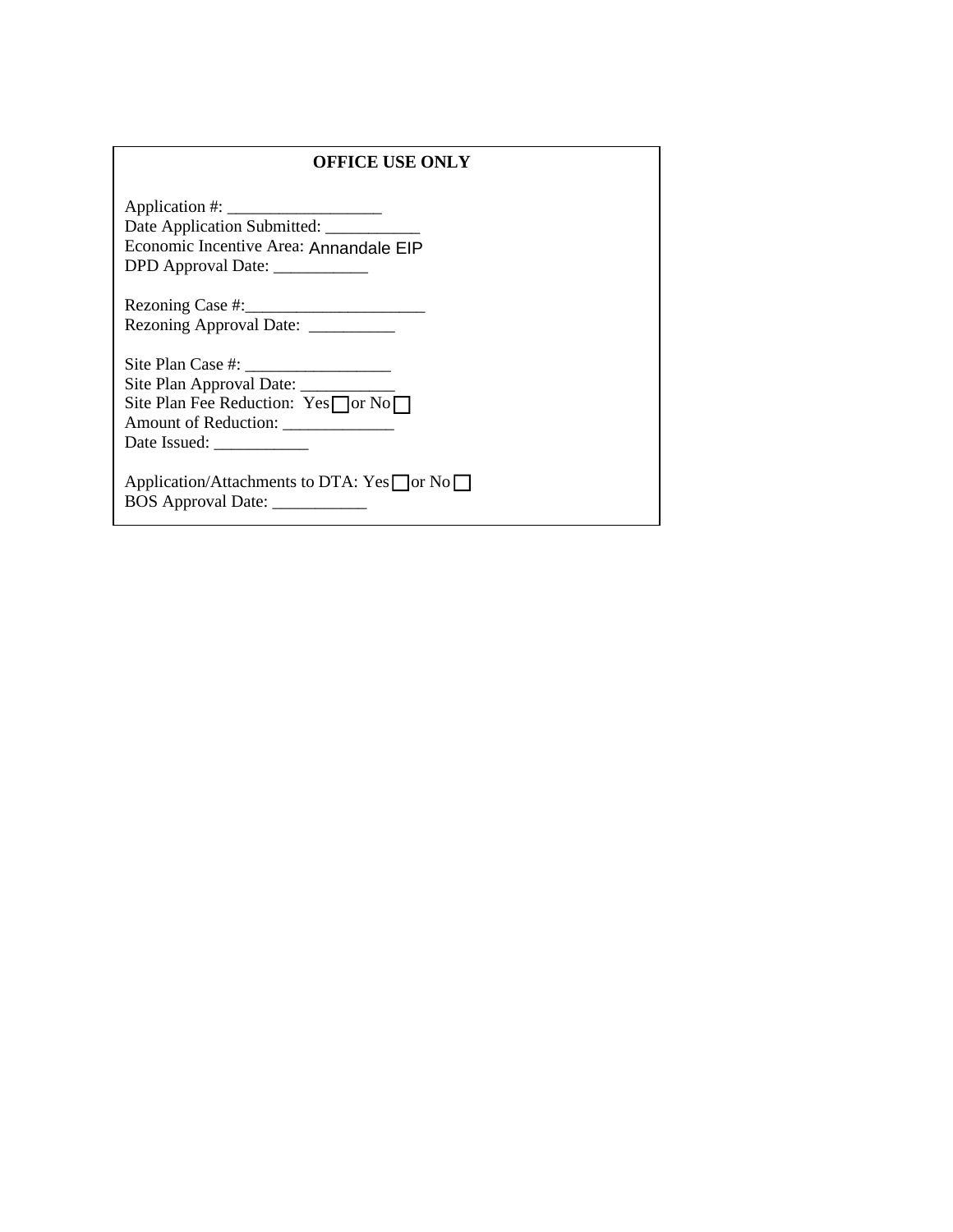**OFFICE USE ONLY**

Application #: __________________
Date Application Submitted: ___________
Economic Incentive Area: Annandale EIP
DPD Approval Date: ___________

Rezoning Case #:_____________________
Rezoning Approval Date: __________

Site Plan Case #: _________________
Site Plan Approval Date: ___________
Site Plan Fee Reduction: Yes ☐ or No ☐
Amount of Reduction: _____________
Date Issued: ___________

Application/Attachments to DTA: Yes ☐ or No ☐
BOS Approval Date: ___________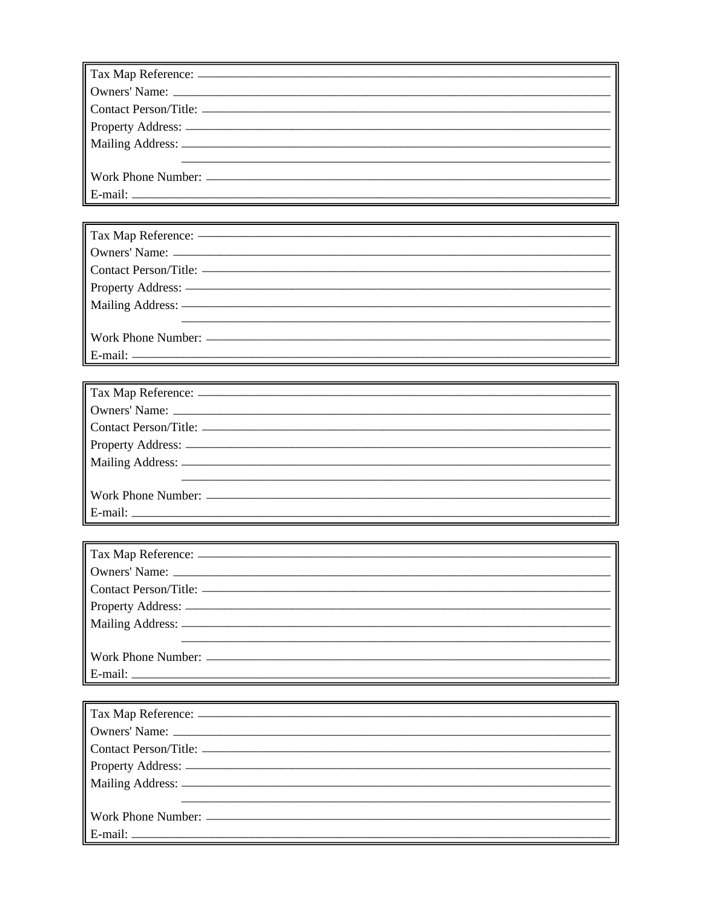Tax Map Reference: ______________________________________________

Owners' Name: ______________________________________________

Contact Person/Title: ______________________________________________

Property Address: ______________________________________________

Mailing Address: ______________________________________________

______________________________________________

Work Phone Number: ______________________________________________

E-mail: ______________________________________________

---

Tax Map Reference: ______________________________________________

Owners' Name: ______________________________________________

Contact Person/Title: ______________________________________________

Property Address: ______________________________________________

Mailing Address: ______________________________________________

______________________________________________

Work Phone Number: ______________________________________________

E-mail: ______________________________________________

---

Tax Map Reference: ______________________________________________

Owners' Name: ______________________________________________

Contact Person/Title: ______________________________________________

Property Address: ______________________________________________

Mailing Address: ______________________________________________

______________________________________________

Work Phone Number: ______________________________________________

E-mail: ______________________________________________

---

Tax Map Reference: ______________________________________________

Owners' Name: ______________________________________________

Contact Person/Title: ______________________________________________

Property Address: ______________________________________________

Mailing Address: ______________________________________________

______________________________________________

Work Phone Number: ______________________________________________

E-mail: ______________________________________________

---

Tax Map Reference: ______________________________________________

Owners' Name: ______________________________________________

Contact Person/Title: ______________________________________________

Property Address: ______________________________________________

Mailing Address: ______________________________________________

______________________________________________

Work Phone Number: ______________________________________________

E-mail: ______________________________________________